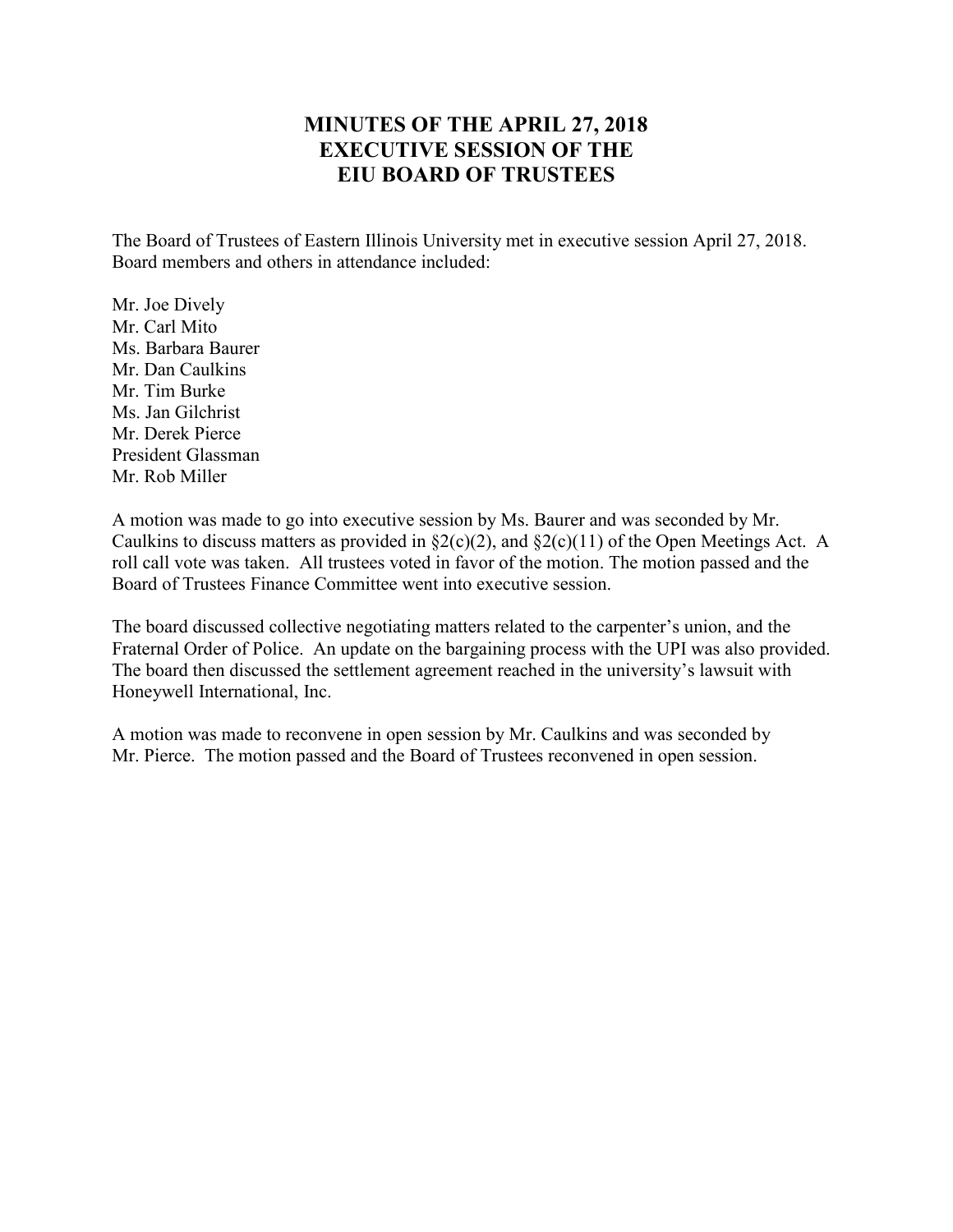# MINUTES OF THE APRIL 27, 2018 EXECUTIVE SESSION OF THE EIU BOARD OF TRUSTEES

The Board of Trustees of Eastern Illinois University met in executive session April 27, 2018. Board members and others in attendance included:

Mr. Joe Dively
Mr. Carl Mito
Ms. Barbara Baurer
Mr. Dan Caulkins
Mr. Tim Burke
Ms. Jan Gilchrist
Mr. Derek Pierce
President Glassman
Mr. Rob Miller

A motion was made to go into executive session by Ms. Baurer and was seconded by Mr. Caulkins to discuss matters as provided in §2(c)(2), and §2(c)(11) of the Open Meetings Act. A roll call vote was taken. All trustees voted in favor of the motion. The motion passed and the Board of Trustees Finance Committee went into executive session.

The board discussed collective negotiating matters related to the carpenter's union, and the Fraternal Order of Police. An update on the bargaining process with the UPI was also provided. The board then discussed the settlement agreement reached in the university's lawsuit with Honeywell International, Inc.

A motion was made to reconvene in open session by Mr. Caulkins and was seconded by Mr. Pierce. The motion passed and the Board of Trustees reconvened in open session.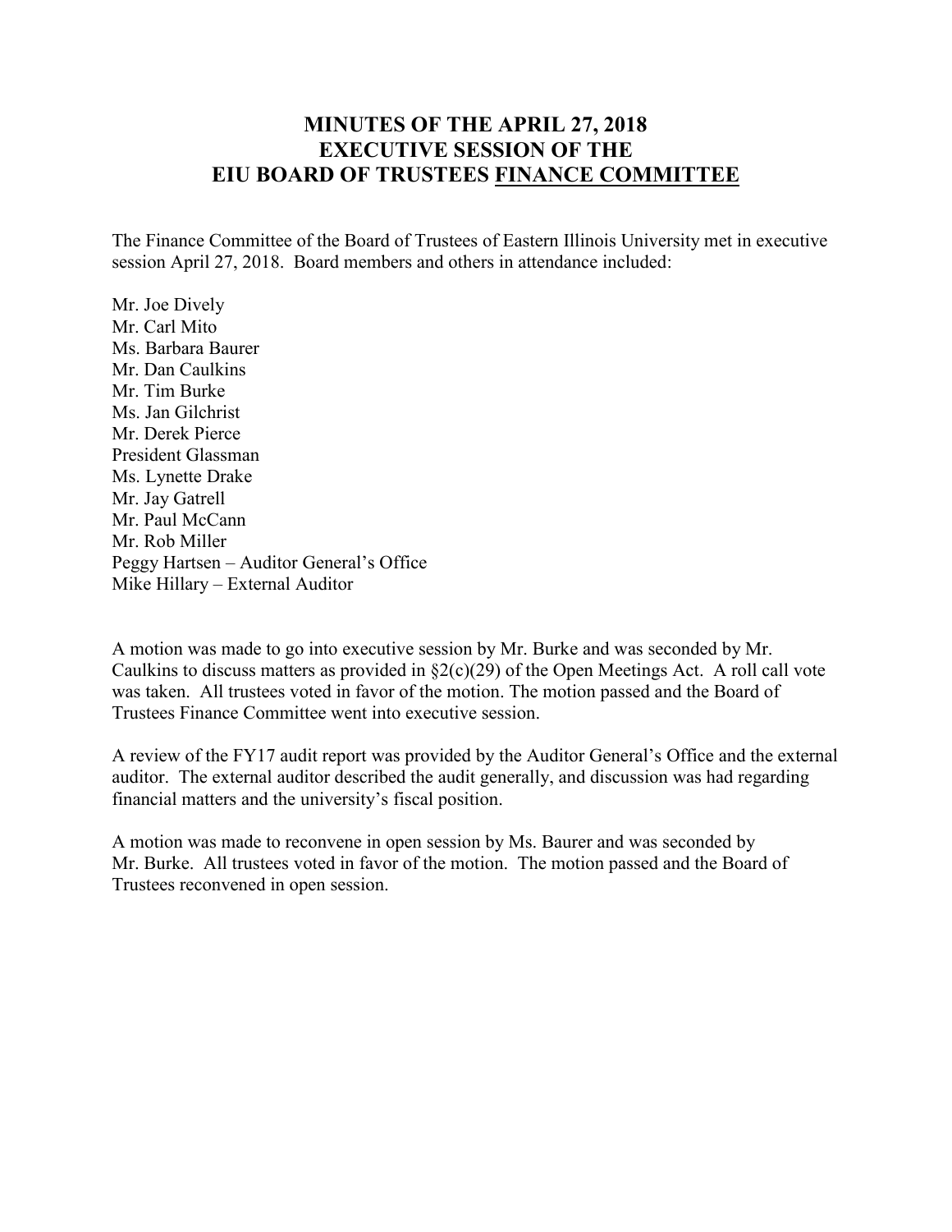# MINUTES OF THE APRIL 27, 2018 EXECUTIVE SESSION OF THE EIU BOARD OF TRUSTEES <u>FINANCE COMMITTEE</u>

The Finance Committee of the Board of Trustees of Eastern Illinois University met in executive session April 27, 2018. Board members and others in attendance included:

Mr. Joe Dively
Mr. Carl Mito
Ms. Barbara Baurer
Mr. Dan Caulkins
Mr. Tim Burke
Ms. Jan Gilchrist
Mr. Derek Pierce
President Glassman
Ms. Lynette Drake
Mr. Jay Gatrell
Mr. Paul McCann
Mr. Rob Miller
Peggy Hartsen – Auditor General's Office
Mike Hillary – External Auditor

A motion was made to go into executive session by Mr. Burke and was seconded by Mr. Caulkins to discuss matters as provided in §2(c)(29) of the Open Meetings Act. A roll call vote was taken. All trustees voted in favor of the motion. The motion passed and the Board of Trustees Finance Committee went into executive session.

A review of the FY17 audit report was provided by the Auditor General's Office and the external auditor. The external auditor described the audit generally, and discussion was had regarding financial matters and the university's fiscal position.

A motion was made to reconvene in open session by Ms. Baurer and was seconded by Mr. Burke. All trustees voted in favor of the motion. The motion passed and the Board of Trustees reconvened in open session.